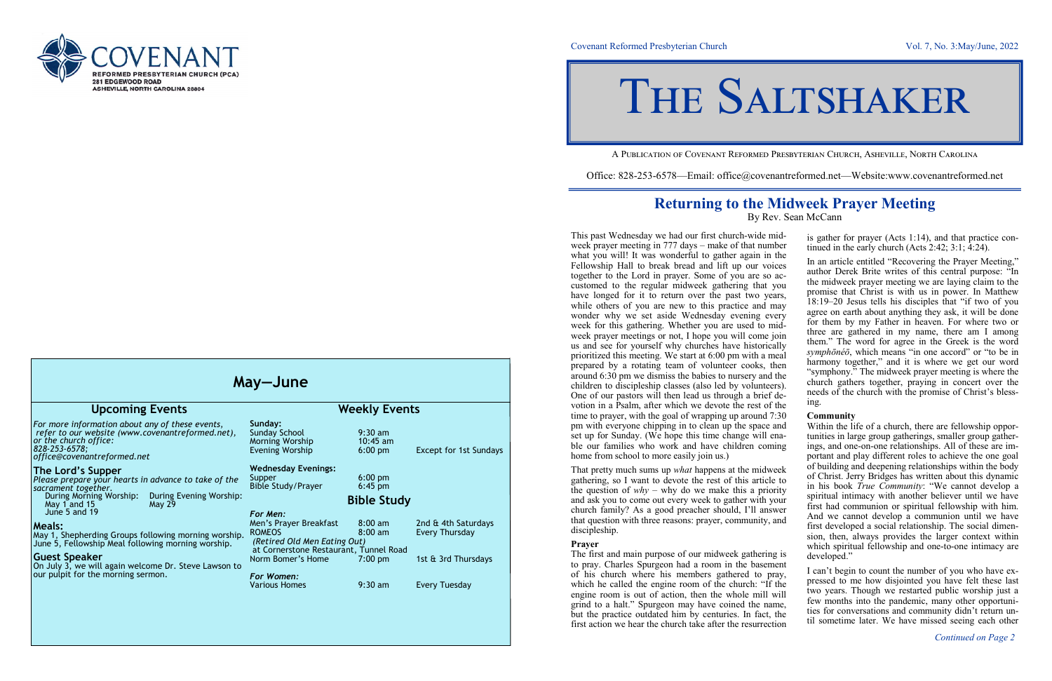# COVENANT

**REFORMED PRESBYTERIAN CHURCH (PCA)**
**281 EDGEWOOD ROAD**
**ASHEVILLE, NORTH CAROLINA 28804**

## May—June

### Upcoming Events

*For more information about any of these events, refer to our website (www.covenantreformed.net), or the church office: 828-253-6578; office@covenantreformed.net*

**The Lord's Supper**

*Please prepare your hearts in advance to take of the sacrament together.*

| During Morning Worship: | During Evening Worship: |
|---|---|
| May 1 and 15 | May 29 |
| June 5 and 19 | |

**Meals:**

May 1, Shepherding Groups following morning worship.
June 5, Fellowship Meal following morning worship.

**Guest Speaker**

On July 3, we will again welcome Dr. Steve Lawson to our pulpit for the morning sermon.

### Weekly Events

**Sunday:**

| | | |
|---|---|---|
| Sunday School | 9:30 am | |
| Morning Worship | 10:45 am | |
| Evening Worship | 6:00 pm | Except for 1st Sundays |

**Wednesday Evenings:**

| | |
|---|---|
| Supper | 6:00 pm |
| Bible Study/Prayer | 6:45 pm |

### Bible Study

***For Men:***

| | | |
|---|---|---|
| Men's Prayer Breakfast | 8:00 am | 2nd & 4th Saturdays |
| ROMEOS | 8:00 am | Every Thursday |
| *(Retired Old Men Eating Out)* at Cornerstone Restaurant, Tunnel Road | | |
| Norm Bomer's Home | 7:00 pm | 1st & 3rd Thursdays |

***For Women:***

| | | |
|---|---|---|
| Various Homes | 9:30 am | Every Tuesday |

Covenant Reformed Presbyterian Church — Vol. 7, No. 3:May/June, 2022

# The Saltshaker

A Publication of Covenant Reformed Presbyterian Church, Asheville, North Carolina

Office: 828-253-6578—Email: office@covenantreformed.net—Website:www.covenantreformed.net

## Returning to the Midweek Prayer Meeting

By Rev. Sean McCann

This past Wednesday we had our first church-wide midweek prayer meeting in 777 days – make of that number what you will! It was wonderful to gather again in the Fellowship Hall to break bread and lift up our voices together to the Lord in prayer. Some of you are so accustomed to the regular midweek gathering that you have longed for it to return over the past two years, while others of you are new to this practice and may wonder why we set aside Wednesday evening every week for this gathering. Whether you are used to midweek prayer meetings or not, I hope you will come join us and see for yourself why churches have historically prioritized this meeting. We start at 6:00 pm with a meal prepared by a rotating team of volunteer cooks, then around 6:30 pm we dismiss the babies to nursery and the children to discipleship classes (also led by volunteers). One of our pastors will then lead us through a brief devotion in a Psalm, after which we devote the rest of the time to prayer, with the goal of wrapping up around 7:30 pm with everyone chipping in to clean up the space and set up for Sunday. (We hope this time change will enable our families who work and have children coming home from school to more easily join us.)

That pretty much sums up *what* happens at the midweek gathering, so I want to devote the rest of this article to the question of *why* – why do we make this a priority and ask you to come out every week to gather with your church family? As a good preacher should, I'll answer that question with three reasons: prayer, community, and discipleship.

**Prayer**

The first and main purpose of our midweek gathering is to pray. Charles Spurgeon had a room in the basement of his church where his members gathered to pray, which he called the engine room of the church: "If the engine room is out of action, then the whole mill will grind to a halt." Spurgeon may have coined the name, but the practice outdated him by centuries. In fact, the first action we hear the church take after the resurrection is gather for prayer (Acts 1:14), and that practice continued in the early church (Acts 2:42; 3:1; 4:24).

In an article entitled "Recovering the Prayer Meeting," author Derek Brite writes of this central purpose: "In the midweek prayer meeting we are laying claim to the promise that Christ is with us in power. In Matthew 18:19–20 Jesus tells his disciples that "if two of you agree on earth about anything they ask, it will be done for them by my Father in heaven. For where two or three are gathered in my name, there am I among them." The word for agree in the Greek is the word *symphōnéō*, which means "in one accord" or "to be in harmony together," and it is where we get our word "symphony." The midweek prayer meeting is where the church gathers together, praying in concert over the needs of the church with the promise of Christ's blessing.

**Community**

Within the life of a church, there are fellowship opportunities in large group gatherings, smaller group gatherings, and one-on-one relationships. All of these are important and play different roles to achieve the one goal of building and deepening relationships within the body of Christ. Jerry Bridges has written about this dynamic in his book *True Community*: "We cannot develop a spiritual intimacy with another believer until we have first had communion or spiritual fellowship with him. And we cannot develop a communion until we have first developed a social relationship. The social dimension, then, always provides the larger context within which spiritual fellowship and one-to-one intimacy are developed."

I can't begin to count the number of you who have expressed to me how disjointed you have felt these last two years. Though we restarted public worship just a few months into the pandemic, many other opportunities for conversations and community didn't return until sometime later. We have missed seeing each other

*Continued on Page 2*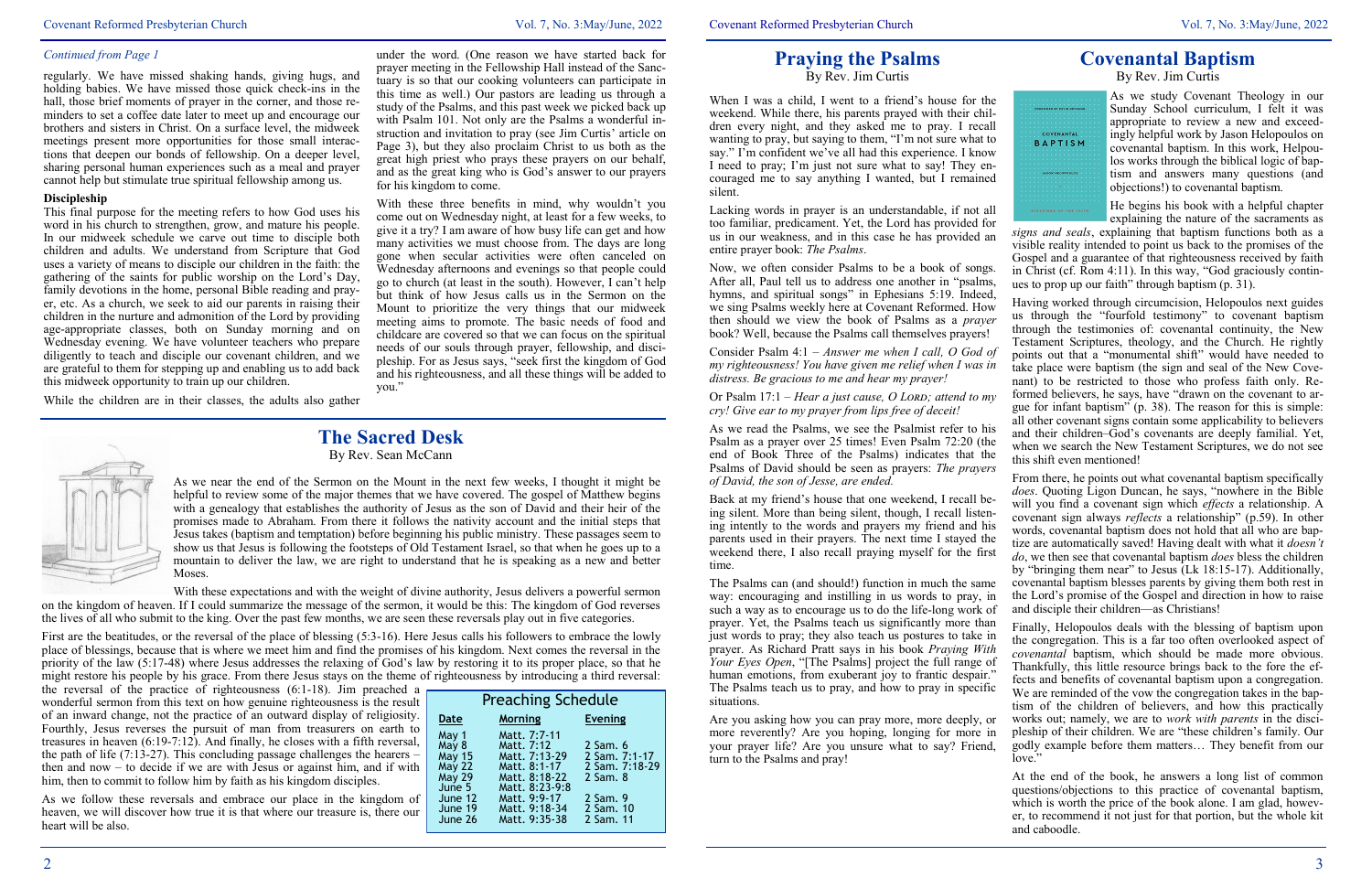*Continued from Page 1*

regularly. We have missed shaking hands, giving hugs, and holding babies. We have missed those quick check-ins in the hall, those brief moments of prayer in the corner, and those reminders to set a coffee date later to meet up and encourage our brothers and sisters in Christ. On a surface level, the midweek meetings present more opportunities for those small interactions that deepen our bonds of fellowship. On a deeper level, sharing personal human experiences such as a meal and prayer cannot help but stimulate true spiritual fellowship among us.

**Discipleship**

This final purpose for the meeting refers to how God uses his word in his church to strengthen, grow, and mature his people. In our midweek schedule we carve out time to disciple both children and adults. We understand from Scripture that God uses a variety of means to disciple our children in the faith: the gathering of the saints for public worship on the Lord's Day, family devotions in the home, personal Bible reading and prayer, etc. As a church, we seek to aid our parents in raising their children in the nurture and admonition of the Lord by providing age-appropriate classes, both on Sunday morning and on Wednesday evening. We have volunteer teachers who prepare diligently to teach and disciple our covenant children, and we are grateful to them for stepping up and enabling us to add back this midweek opportunity to train up our children.

While the children are in their classes, the adults also gather under the word. (One reason we have started back for prayer meeting in the Fellowship Hall instead of the Sanctuary is so that our cooking volunteers can participate in this time as well.) Our pastors are leading us through a study of the Psalms, and this past week we picked back up with Psalm 101. Not only are the Psalms a wonderful instruction and invitation to pray (see Jim Curtis' article on Page 3), but they also proclaim Christ to us both as the great high priest who prays these prayers on our behalf, and as the great king who is God's answer to our prayers for his kingdom to come.

With these three benefits in mind, why wouldn't you come out on Wednesday night, at least for a few weeks, to give it a try? I am aware of how busy life can get and how many activities we must choose from. The days are long gone when secular activities were often canceled on Wednesday afternoons and evenings so that people could go to church (at least in the south). However, I can't help but think of how Jesus calls us in the Sermon on the Mount to prioritize the very things that our midweek meeting aims to promote. The basic needs of food and childcare are covered so that we can focus on the spiritual needs of our souls through prayer, fellowship, and discipleship. For as Jesus says, "seek first the kingdom of God and his righteousness, and all these things will be added to you."

## The Sacred Desk

By Rev. Sean McCann

As we near the end of the Sermon on the Mount in the next few weeks, I thought it might be helpful to review some of the major themes that we have covered. The gospel of Matthew begins with a genealogy that establishes the authority of Jesus as the son of David and their heir of the promises made to Abraham. From there it follows the nativity account and the initial steps that Jesus takes (baptism and temptation) before beginning his public ministry. These passages seem to show us that Jesus is following the footsteps of Old Testament Israel, so that when he goes up to a mountain to deliver the law, we are right to understand that he is speaking as a new and better Moses.

With these expectations and with the weight of divine authority, Jesus delivers a powerful sermon on the kingdom of heaven. If I could summarize the message of the sermon, it would be this: The kingdom of God reverses the lives of all who submit to the king. Over the past few months, we are seen these reversals play out in five categories.

First are the beatitudes, or the reversal of the place of blessing (5:3-16). Here Jesus calls his followers to embrace the lowly place of blessings, because that is where we meet him and find the promises of his kingdom. Next comes the reversal in the priority of the law (5:17-48) where Jesus addresses the relaxing of God's law by restoring it to its proper place, so that he might restore his people by his grace. From there Jesus stays on the theme of righteousness by introducing a third reversal: the reversal of the practice of righteousness (6:1-18). Jim preached a wonderful sermon from this text on how genuine righteousness is the result of an inward change, not the practice of an outward display of religiosity. Fourthly, Jesus reverses the pursuit of man from treasurers on earth to treasures in heaven (6:19-7:12). And finally, he closes with a fifth reversal, the path of life (7:13-27). This concluding passage challenges the hearers – then and now – to decide if we are with Jesus or against him, and if with him, then to commit to follow him by faith as his kingdom disciples.

As we follow these reversals and embrace our place in the kingdom of heaven, we will discover how true it is that where our treasure is, there our heart will be also.

**Preaching Schedule**

| Date | Morning | Evening |
|---|---|---|
| May 1 | Matt. 7:7-11 | |
| May 8 | Matt. 7:12 | 2 Sam. 6 |
| May 15 | Matt. 7:13-29 | 2 Sam. 7:1-17 |
| May 22 | Matt. 8:1-17 | 2 Sam. 7:18-29 |
| May 29 | Matt. 8:18-22 | 2 Sam. 8 |
| June 5 | Matt. 8:23-9:8 | |
| June 12 | Matt. 9:9-17 | 2 Sam. 9 |
| June 19 | Matt. 9:18-34 | 2 Sam. 10 |
| June 26 | Matt. 9:35-38 | 2 Sam. 11 |

## Praying the Psalms

By Rev. Jim Curtis

When I was a child, I went to a friend's house for the weekend. While there, his parents prayed with their children every night, and they asked me to pray. I recall wanting to pray, but saying to them, "I'm not sure what to say." I'm confident we've all had this experience. I know I need to pray; I'm just not sure what to say! They encouraged me to say anything I wanted, but I remained silent.

Lacking words in prayer is an understandable, if not all too familiar, predicament. Yet, the Lord has provided for us in our weakness, and in this case he has provided an entire prayer book: *The Psalms*.

Now, we often consider Psalms to be a book of songs. After all, Paul tell us to address one another in "psalms, hymns, and spiritual songs" in Ephesians 5:19. Indeed, we sing Psalms weekly here at Covenant Reformed. How then should we view the book of Psalms as a *prayer* book? Well, because the Psalms call themselves prayers!

Consider Psalm 4:1 – *Answer me when I call, O God of my righteousness! You have given me relief when I was in distress. Be gracious to me and hear my prayer!*

Or Psalm 17:1 – *Hear a just cause, O LORD; attend to my cry! Give ear to my prayer from lips free of deceit!*

As we read the Psalms, we see the Psalmist refer to his Psalm as a prayer over 25 times! Even Psalm 72:20 (the end of Book Three of the Psalms) indicates that the Psalms of David should be seen as prayers: *The prayers of David, the son of Jesse, are ended.*

Back at my friend's house that one weekend, I recall being silent. More than being silent, though, I recall listening intently to the words and prayers my friend and his parents used in their prayers. The next time I stayed the weekend there, I also recall praying myself for the first time.

The Psalms can (and should!) function in much the same way: encouraging and instilling in us words to pray, in such a way as to encourage us to do the life-long work of prayer. Yet, the Psalms teach us significantly more than just words to pray; they also teach us postures to take in prayer. As Richard Pratt says in his book *Praying With Your Eyes Open*, "[The Psalms] project the full range of human emotions, from exuberant joy to frantic despair." The Psalms teach us to pray, and how to pray in specific situations.

Are you asking how you can pray more, more deeply, or more reverently? Are you hoping, longing for more in your prayer life? Are you unsure what to say? Friend, turn to the Psalms and pray!

## Covenantal Baptism

By Rev. Jim Curtis

As we study Covenant Theology in our Sunday School curriculum, I felt it was appropriate to review a new and exceedingly helpful work by Jason Helopoulos on covenantal baptism. In this work, Helopoulos works through the biblical logic of baptism and answers many questions (and objections!) to covenantal baptism.

He begins his book with a helpful chapter explaining the nature of the sacraments as *signs and seals*, explaining that baptism functions both as a visible reality intended to point us back to the promises of the Gospel and a guarantee of that righteousness received by faith in Christ (cf. Rom 4:11). In this way, "God graciously continues to prop up our faith" through baptism (p. 31).

Having worked through circumcision, Helopoulos next guides us through the "fourfold testimony" to covenant baptism through the testimonies of: covenantal continuity, the New Testament Scriptures, theology, and the Church. He rightly points out that a "monumental shift" would have needed to take place were baptism (the sign and seal of the New Covenant) to be restricted to those who profess faith only. Reformed believers, he says, have "drawn on the covenant to argue for infant baptism" (p. 38). The reason for this is simple: all other covenant signs contain some applicability to believers and their children–God's covenants are deeply familial. Yet, when we search the New Testament Scriptures, we do not see this shift even mentioned!

From there, he points out what covenantal baptism specifically *does*. Quoting Ligon Duncan, he says, "nowhere in the Bible will you find a covenant sign which *effects* a relationship. A covenant sign always *reflects* a relationship" (p.59). In other words, covenantal baptism does not hold that all who are baptize are automatically saved! Having dealt with what it *doesn't do*, we then see that covenantal baptism *does* bless the children by "bringing them near" to Jesus (Lk 18:15-17). Additionally, covenantal baptism blesses parents by giving them both rest in the Lord's promise of the Gospel and direction in how to raise and disciple their children—as Christians!

Finally, Helopoulos deals with the blessing of baptism upon the congregation. This is a far too often overlooked aspect of *covenantal* baptism, which should be made more obvious. Thankfully, this little resource brings back to the fore the effects and benefits of covenantal baptism upon a congregation. We are reminded of the vow the congregation takes in the baptism of the children of believers, and how this practically works out; namely, we are to *work with parents* in the discipleship of their children. We are "these children's family. Our godly example before them matters… They benefit from our love."

At the end of the book, he answers a long list of common questions/objections to this practice of covenantal baptism, which is worth the price of the book alone. I am glad, however, to recommend it not just for that portion, but the whole kit and caboodle.